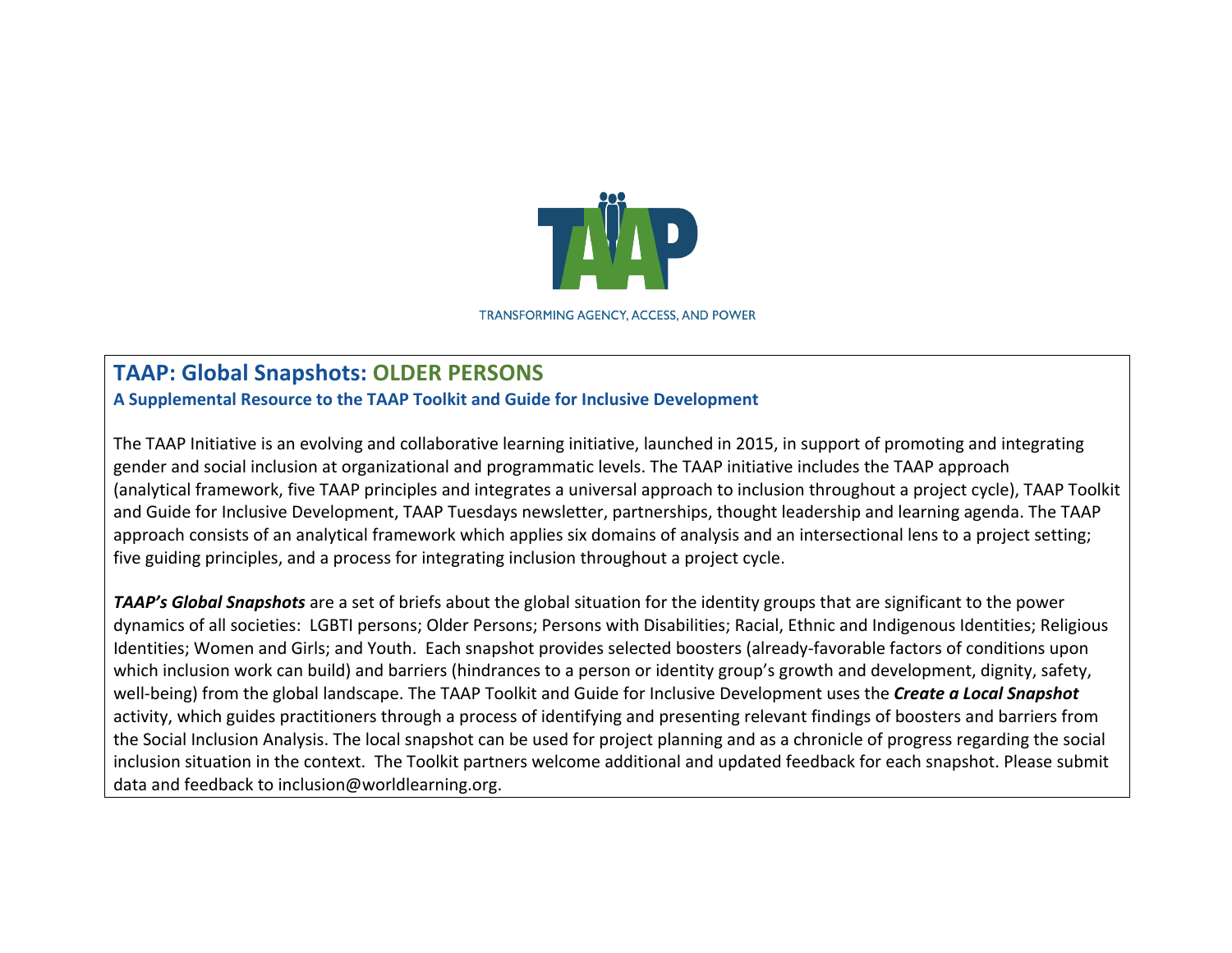TRANSFORMING AGENCY, ACCESS, AND POWER

# TAAP: Global Snapshots: OLDER PERSONS

### A Supplemental Resource to the TAAP Toolkit and Guide for Inclusive Development

The TAAP Initiative is an evolving and collaborative learning initiative, launched in 2015, in support of promoting and integrating gender and social inclusion at organizational and programmatic levels. The TAAP initiative includes the TAAP approach (analytical framework, five TAAP principles and integrates a universal approach to inclusion throughout a project cycle), TAAP Toolkit and Guide for Inclusive Development, TAAP Tuesdays newsletter, partnerships, thought leadership and learning agenda. The TAAP approach consists of an analytical framework which applies six domains of analysis and an intersectional lens to a project setting; five guiding principles, and a process for integrating inclusion throughout a project cycle.

***TAAP's Global Snapshots*** are a set of briefs about the global situation for the identity groups that are significant to the power dynamics of all societies: LGBTI persons; Older Persons; Persons with Disabilities; Racial, Ethnic and Indigenous Identities; Religious Identities; Women and Girls; and Youth. Each snapshot provides selected boosters (already-favorable factors of conditions upon which inclusion work can build) and barriers (hindrances to a person or identity group's growth and development, dignity, safety, well-being) from the global landscape. The TAAP Toolkit and Guide for Inclusive Development uses the ***Create a Local Snapshot*** activity, which guides practitioners through a process of identifying and presenting relevant findings of boosters and barriers from the Social Inclusion Analysis. The local snapshot can be used for project planning and as a chronicle of progress regarding the social inclusion situation in the context. The Toolkit partners welcome additional and updated feedback for each snapshot. Please submit data and feedback to inclusion@worldlearning.org.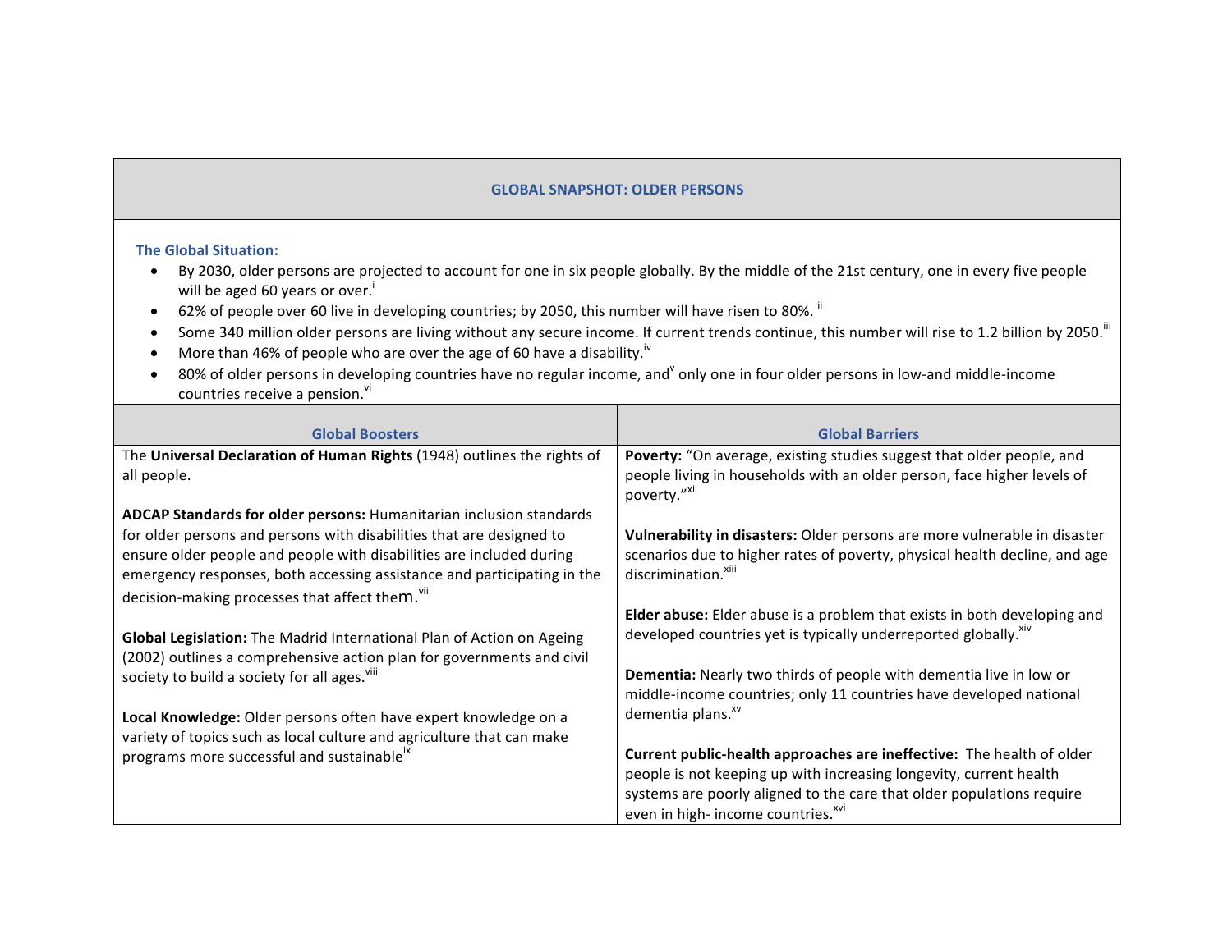## GLOBAL SNAPSHOT: OLDER PERSONS

**The Global Situation:**

- By 2030, older persons are projected to account for one in six people globally. By the middle of the 21st century, one in every five people will be aged 60 years or over.[i]
- 62% of people over 60 live in developing countries; by 2050, this number will have risen to 80%. [ii]
- Some 340 million older persons are living without any secure income. If current trends continue, this number will rise to 1.2 billion by 2050.[iii]
- More than 46% of people who are over the age of 60 have a disability.[iv]
- 80% of older persons in developing countries have no regular income, and[v] only one in four older persons in low-and middle-income countries receive a pension.[vi]

| Global Boosters | Global Barriers |
| --- | --- |
| The **Universal Declaration of Human Rights** (1948) outlines the rights of all people.<br><br>**ADCAP Standards for older persons:** Humanitarian inclusion standards for older persons and persons with disabilities that are designed to ensure older people and people with disabilities are included during emergency responses, both accessing assistance and participating in the decision-making processes that affect them.[vii]<br><br>**Global Legislation:** The Madrid International Plan of Action on Ageing (2002) outlines a comprehensive action plan for governments and civil society to build a society for all ages.[viii]<br><br>**Local Knowledge:** Older persons often have expert knowledge on a variety of topics such as local culture and agriculture that can make programs more successful and sustainable[ix] | **Poverty:** "On average, existing studies suggest that older people, and people living in households with an older person, face higher levels of poverty."[xii]<br><br>**Vulnerability in disasters:** Older persons are more vulnerable in disaster scenarios due to higher rates of poverty, physical health decline, and age discrimination.[xiii]<br><br>**Elder abuse:** Elder abuse is a problem that exists in both developing and developed countries yet is typically underreported globally.[xiv]<br><br>**Dementia:** Nearly two thirds of people with dementia live in low or middle-income countries; only 11 countries have developed national dementia plans.[xv]<br><br>**Current public-health approaches are ineffective:** The health of older people is not keeping up with increasing longevity, current health systems are poorly aligned to the care that older populations require even in high- income countries.[xvi] |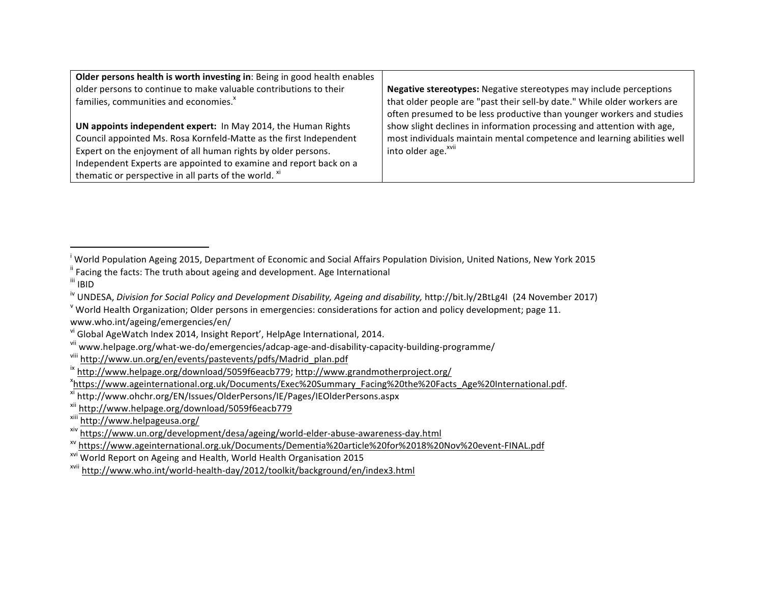| | |
|---|---|
| **Older persons health is worth investing in**: Being in good health enables older persons to continue to make valuable contributions to their families, communities and economies.[x]<br><br>**UN appoints independent expert:** In May 2014, the Human Rights Council appointed Ms. Rosa Kornfeld-Matte as the first Independent Expert on the enjoyment of all human rights by older persons. Independent Experts are appointed to examine and report back on a thematic or perspective in all parts of the world.[xi] | **Negative stereotypes:** Negative stereotypes may include perceptions that older people are "past their sell-by date." While older workers are often presumed to be less productive than younger workers and studies show slight declines in information processing and attention with age, most individuals maintain mental competence and learning abilities well into older age.[xvii] |

---

[i] World Population Ageing 2015, Department of Economic and Social Affairs Population Division, United Nations, New York 2015

[ii] Facing the facts: The truth about ageing and development. Age International

[iii] IBID

[iv] UNDESA, *Division for Social Policy and Development Disability, Ageing and disability,* http://bit.ly/2BtLg4I (24 November 2017)

[v] World Health Organization; Older persons in emergencies: considerations for action and policy development; page 11. www.who.int/ageing/emergencies/en/

[vi] Global AgeWatch Index 2014, Insight Report', HelpAge International, 2014.

[vii] www.helpage.org/what-we-do/emergencies/adcap-age-and-disability-capacity-building-programme/

[viii] http://www.un.org/en/events/pastevents/pdfs/Madrid_plan.pdf

[ix] http://www.helpage.org/download/5059f6eacb779; http://www.grandmotherproject.org/

[x] https://www.ageinternational.org.uk/Documents/Exec%20Summary_Facing%20the%20Facts_Age%20International.pdf.

[xi] http://www.ohchr.org/EN/Issues/OlderPersons/IE/Pages/IEOlderPersons.aspx

[xii] http://www.helpage.org/download/5059f6eacb779

[xiii] http://www.helpageusa.org/

[xiv] https://www.un.org/development/desa/ageing/world-elder-abuse-awareness-day.html

[xv] https://www.ageinternational.org.uk/Documents/Dementia%20article%20for%2018%20Nov%20event-FINAL.pdf

[xvi] World Report on Ageing and Health, World Health Organisation 2015

[xvii] http://www.who.int/world-health-day/2012/toolkit/background/en/index3.html